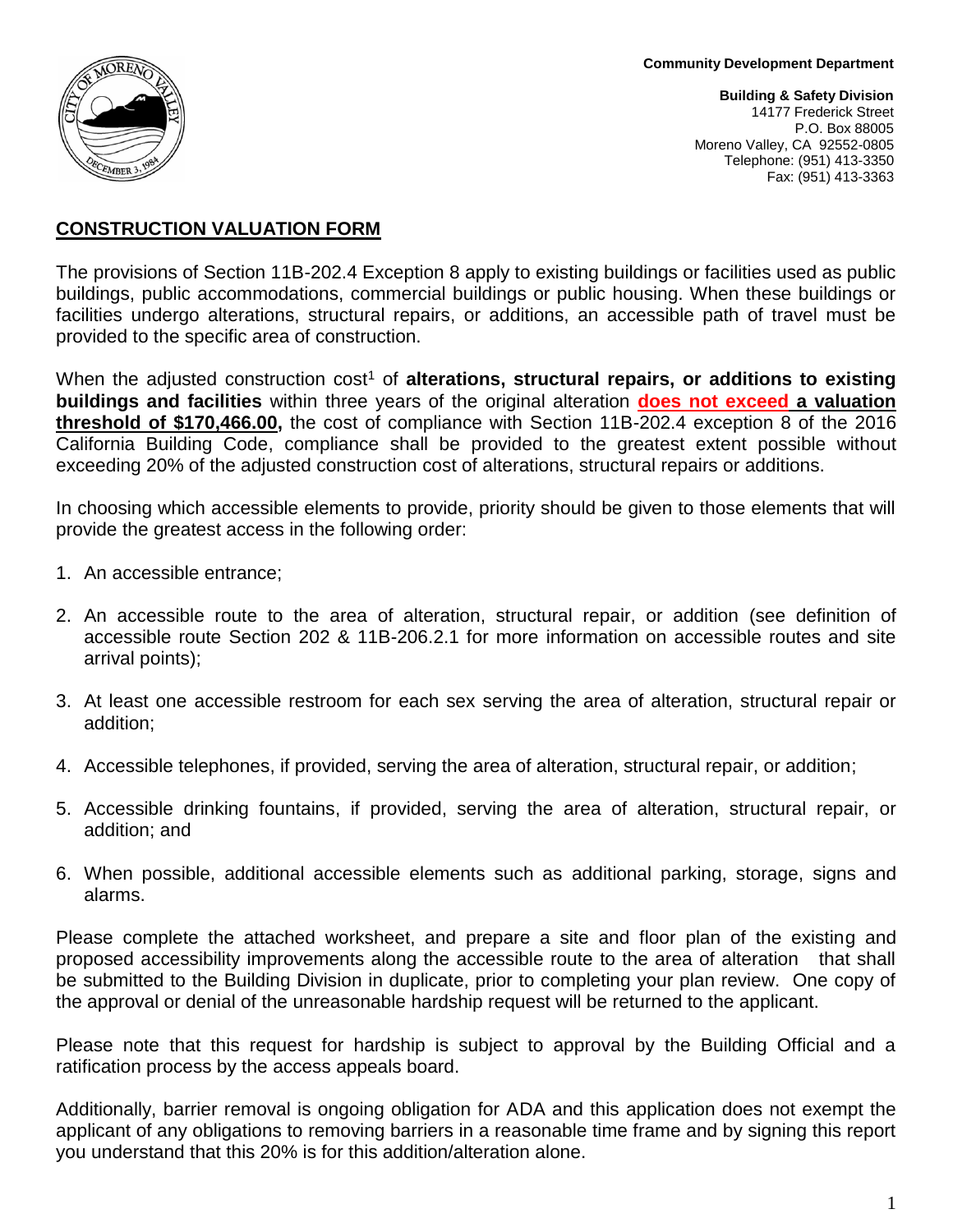**Community Development Department**

**Building & Safety Division**
14177 Frederick Street
P.O. Box 88005
Moreno Valley, CA 92552-0805
Telephone: (951) 413-3350
Fax: (951) 413-3363

## CONSTRUCTION VALUATION FORM

The provisions of Section 11B-202.4 Exception 8 apply to existing buildings or facilities used as public buildings, public accommodations, commercial buildings or public housing. When these buildings or facilities undergo alterations, structural repairs, or additions, an accessible path of travel must be provided to the specific area of construction.

When the adjusted construction cost[1] of **alterations, structural repairs, or additions to existing buildings and facilities** within three years of the original alteration **does not exceed a valuation threshold of $170,466.00,** the cost of compliance with Section 11B-202.4 exception 8 of the 2016 California Building Code, compliance shall be provided to the greatest extent possible without exceeding 20% of the adjusted construction cost of alterations, structural repairs or additions.

In choosing which accessible elements to provide, priority should be given to those elements that will provide the greatest access in the following order:

1. An accessible entrance;
2. An accessible route to the area of alteration, structural repair, or addition (see definition of accessible route Section 202 & 11B-206.2.1 for more information on accessible routes and site arrival points);
3. At least one accessible restroom for each sex serving the area of alteration, structural repair or addition;
4. Accessible telephones, if provided, serving the area of alteration, structural repair, or addition;
5. Accessible drinking fountains, if provided, serving the area of alteration, structural repair, or addition; and
6. When possible, additional accessible elements such as additional parking, storage, signs and alarms.

Please complete the attached worksheet, and prepare a site and floor plan of the existing and proposed accessibility improvements along the accessible route to the area of alteration that shall be submitted to the Building Division in duplicate, prior to completing your plan review. One copy of the approval or denial of the unreasonable hardship request will be returned to the applicant.

Please note that this request for hardship is subject to approval by the Building Official and a ratification process by the access appeals board.

Additionally, barrier removal is ongoing obligation for ADA and this application does not exempt the applicant of any obligations to removing barriers in a reasonable time frame and by signing this report you understand that this 20% is for this addition/alteration alone.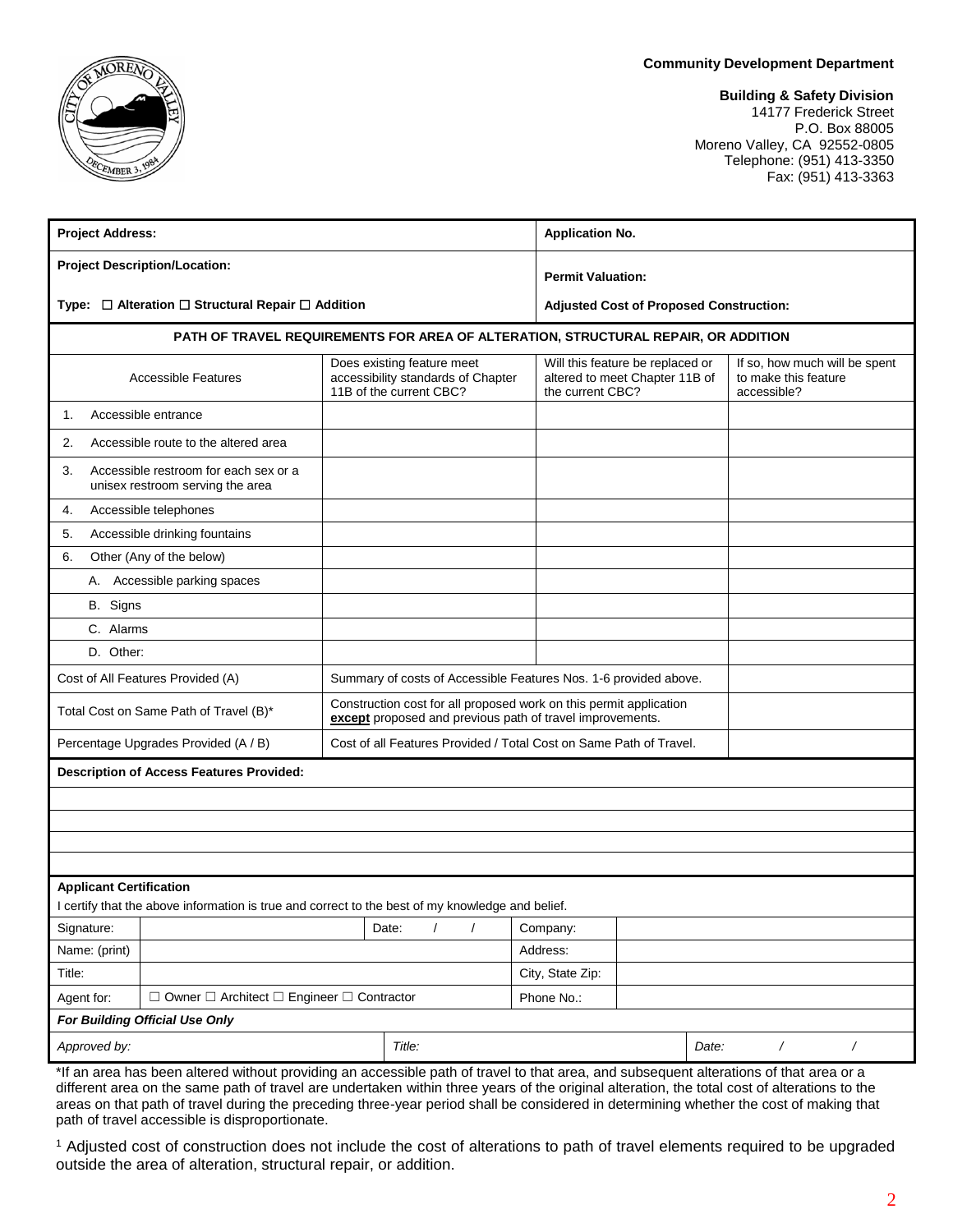**Community Development Department**

**Building & Safety Division**
14177 Frederick Street
P.O. Box 88005
Moreno Valley, CA 92552-0805
Telephone: (951) 413-3350
Fax: (951) 413-3363

| **Project Address:** | **Application No.** |
|---|---|
| **Project Description/Location:** | **Permit Valuation:** |
| **Type:** ☐ **Alteration** ☐ **Structural Repair** ☐ **Addition** | **Adjusted Cost of Proposed Construction:** |

**PATH OF TRAVEL REQUIREMENTS FOR AREA OF ALTERATION, STRUCTURAL REPAIR, OR ADDITION**

| Accessible Features | Does existing feature meet accessibility standards of Chapter 11B of the current CBC? | Will this feature be replaced or altered to meet Chapter 11B of the current CBC? | If so, how much will be spent to make this feature accessible? |
|---|---|---|---|
| 1. Accessible entrance | | | |
| 2. Accessible route to the altered area | | | |
| 3. Accessible restroom for each sex or a unisex restroom serving the area | | | |
| 4. Accessible telephones | | | |
| 5. Accessible drinking fountains | | | |
| 6. Other (Any of the below) | | | |
| A. Accessible parking spaces | | | |
| B. Signs | | | |
| C. Alarms | | | |
| D. Other: | | | |
| Cost of All Features Provided (A) | Summary of costs of Accessible Features Nos. 1-6 provided above. | | |
| Total Cost on Same Path of Travel (B)* | Construction cost for all proposed work on this permit application **except** proposed and previous path of travel improvements. | | |
| Percentage Upgrades Provided (A / B) | Cost of all Features Provided / Total Cost on Same Path of Travel. | | |

**Description of Access Features Provided:**

**Applicant Certification**

I certify that the above information is true and correct to the best of my knowledge and belief.

| Signature: | | Date: / / | Company: | |
|---|---|---|---|---|
| Name: (print) | | | Address: | |
| Title: | | | City, State Zip: | |
| Agent for: | ☐ Owner ☐ Architect ☐ Engineer ☐ Contractor | | Phone No.: | |

***For Building Official Use Only***

| *Approved by:* | *Title:* | *Date:* / / |
|---|---|---|

*If an area has been altered without providing an accessible path of travel to that area, and subsequent alterations of that area or a different area on the same path of travel are undertaken within three years of the original alteration, the total cost of alterations to the areas on that path of travel during the preceding three-year period shall be considered in determining whether the cost of making that path of travel accessible is disproportionate.

[1] Adjusted cost of construction does not include the cost of alterations to path of travel elements required to be upgraded outside the area of alteration, structural repair, or addition.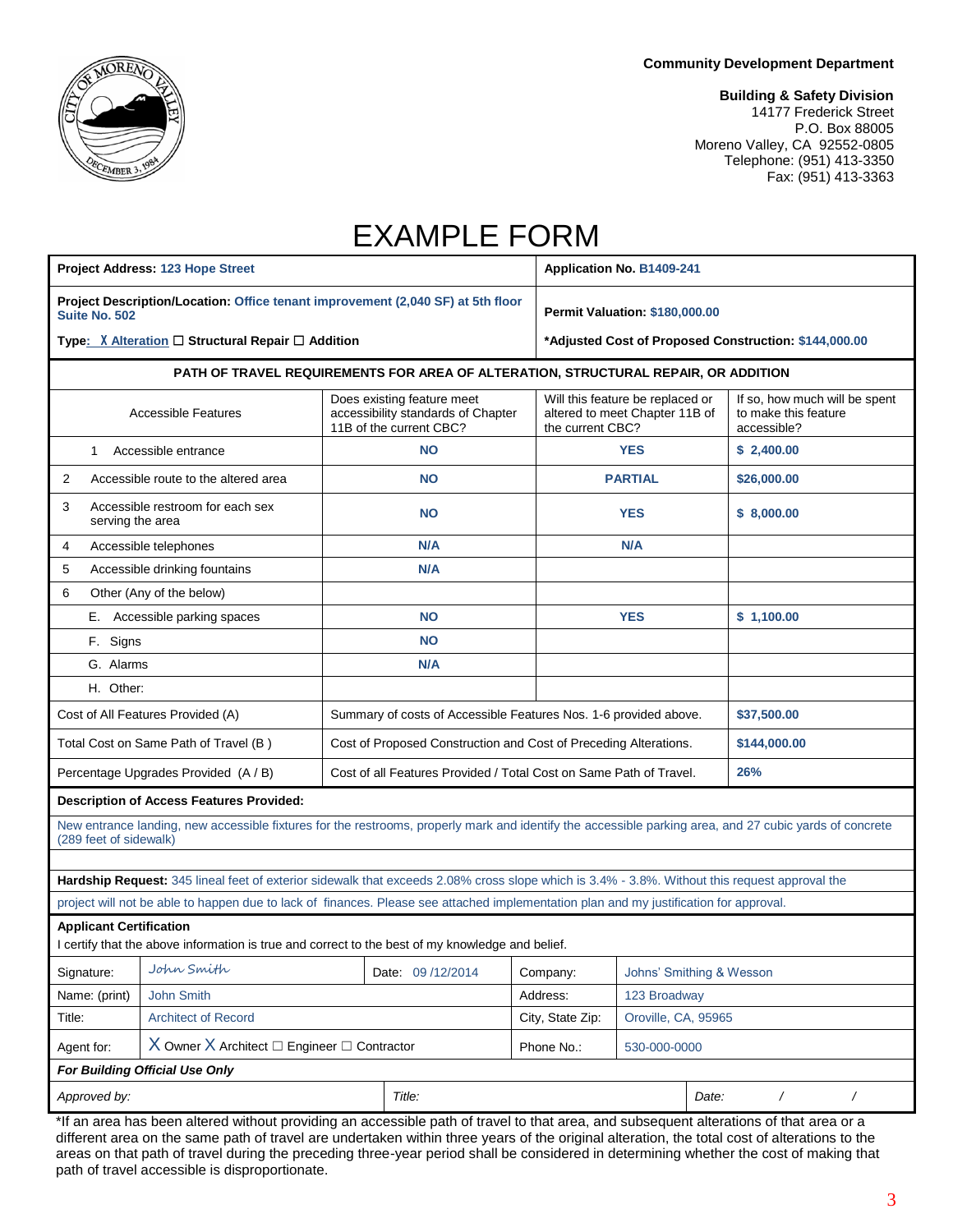**Community Development Department**

**Building & Safety Division**
14177 Frederick Street
P.O. Box 88005
Moreno Valley, CA 92552-0805
Telephone: (951) 413-3350
Fax: (951) 413-3363

# EXAMPLE FORM

| | |
|---|---|
| **Project Address:** 123 Hope Street | **Application No.** B1409-241 |
| **Project Description/Location:** Office tenant improvement (2,040 SF) at 5th floor Suite No. 502 | **Permit Valuation:** $180,000.00 |
| **Type:** X Alteration ☐ Structural Repair ☐ Addition | ***Adjusted Cost of Proposed Construction:** $144,000.00 |

**PATH OF TRAVEL REQUIREMENTS FOR AREA OF ALTERATION, STRUCTURAL REPAIR, OR ADDITION**

| Accessible Features | Does existing feature meet accessibility standards of Chapter 11B of the current CBC? | Will this feature be replaced or altered to meet Chapter 11B of the current CBC? | If so, how much will be spent to make this feature accessible? |
|---|---|---|---|
| 1 Accessible entrance | NO | YES | $ 2,400.00 |
| 2 Accessible route to the altered area | NO | PARTIAL | $26,000.00 |
| 3 Accessible restroom for each sex serving the area | NO | YES | $ 8,000.00 |
| 4 Accessible telephones | N/A | N/A | |
| 5 Accessible drinking fountains | N/A | | |
| 6 Other (Any of the below) | | | |
| E. Accessible parking spaces | NO | YES | $ 1,100.00 |
| F. Signs | NO | | |
| G. Alarms | N/A | | |
| H. Other: | | | |
| Cost of All Features Provided (A) | Summary of costs of Accessible Features Nos. 1-6 provided above. | | $37,500.00 |
| Total Cost on Same Path of Travel (B ) | Cost of Proposed Construction and Cost of Preceding Alterations. | | $144,000.00 |
| Percentage Upgrades Provided (A / B) | Cost of all Features Provided / Total Cost on Same Path of Travel. | | 26% |

**Description of Access Features Provided:**

New entrance landing, new accessible fixtures for the restrooms, properly mark and identify the accessible parking area, and 27 cubic yards of concrete (289 feet of sidewalk)

**Hardship Request:** 345 lineal feet of exterior sidewalk that exceeds 2.08% cross slope which is 3.4% - 3.8%. Without this request approval the project will not be able to happen due to lack of finances. Please see attached implementation plan and my justification for approval.

**Applicant Certification**
I certify that the above information is true and correct to the best of my knowledge and belief.

| | | | | | |
|---|---|---|---|---|---|
| Signature: | John Smith | Date: 09 /12/2014 | | Company: | Johns' Smithing & Wesson |
| Name: (print) | John Smith | | | Address: | 123 Broadway |
| Title: | Architect of Record | | | City, State Zip: | Oroville, CA, 95965 |
| Agent for: | X Owner X Architect ☐ Engineer ☐ Contractor | | | Phone No.: | 530-000-0000 |

| | | |
|---|---|---|
| ***For Building Official Use Only*** | | |
| *Approved by:* | *Title:* | *Date:* / / |

*If an area has been altered without providing an accessible path of travel to that area, and subsequent alterations of that area or a different area on the same path of travel are undertaken within three years of the original alteration, the total cost of alterations to the areas on that path of travel during the preceding three-year period shall be considered in determining whether the cost of making that path of travel accessible is disproportionate.